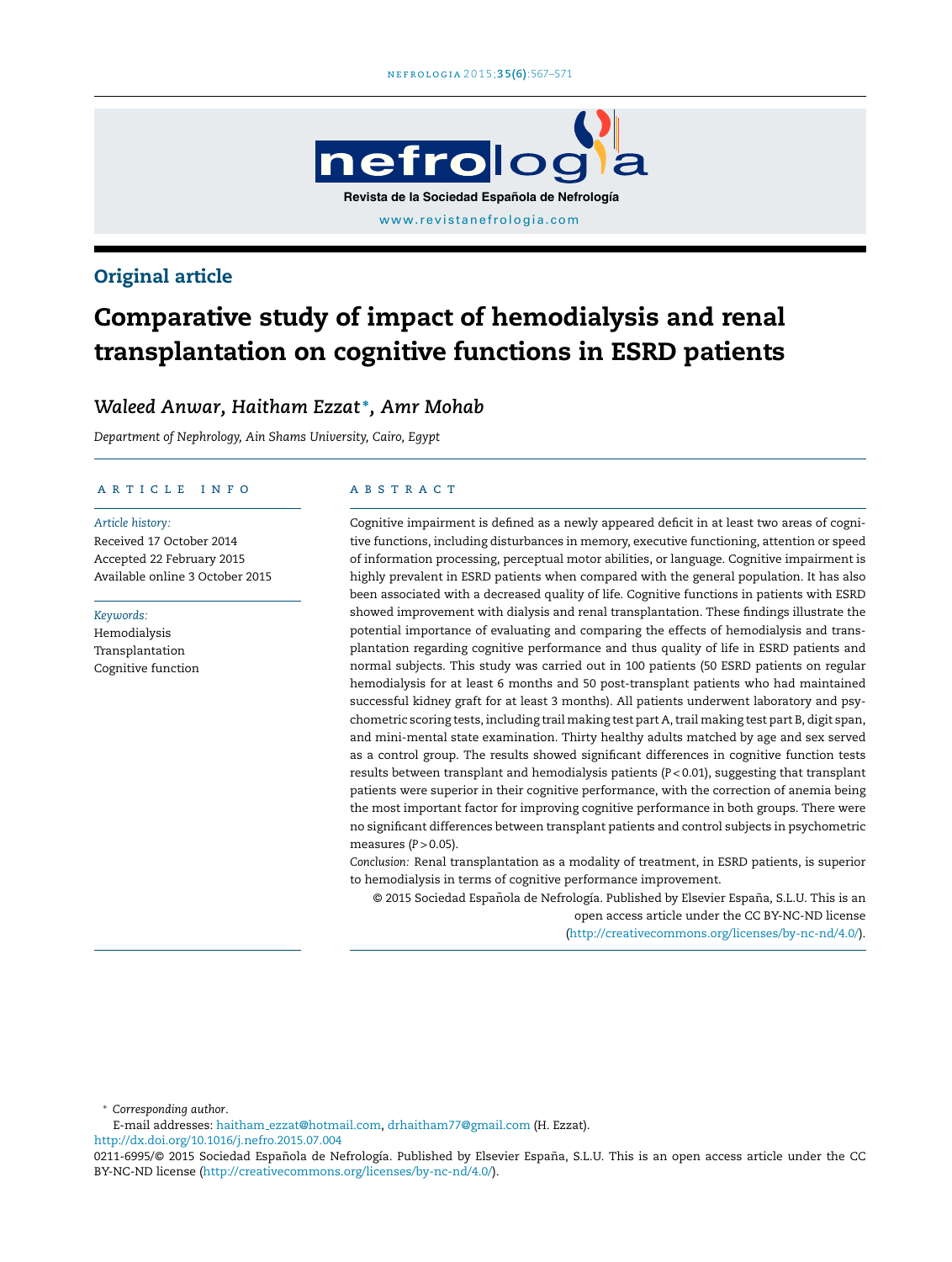Original article

# Comparative study of impact of hemodialysis and renal transplantation on cognitive functions in ESRD patients

*Waleed Anwar, Haitham Ezzat\*, Amr Mohab*

*Department of Nephrology, Ain Shams University, Cairo, Egypt*

## ARTICLE INFO

*Article history:*
Received 17 October 2014
Accepted 22 February 2015
Available online 3 October 2015

*Keywords:*
Hemodialysis
Transplantation
Cognitive function

## ABSTRACT

Cognitive impairment is defined as a newly appeared deficit in at least two areas of cognitive functions, including disturbances in memory, executive functioning, attention or speed of information processing, perceptual motor abilities, or language. Cognitive impairment is highly prevalent in ESRD patients when compared with the general population. It has also been associated with a decreased quality of life. Cognitive functions in patients with ESRD showed improvement with dialysis and renal transplantation. These findings illustrate the potential importance of evaluating and comparing the effects of hemodialysis and transplantation regarding cognitive performance and thus quality of life in ESRD patients and normal subjects. This study was carried out in 100 patients (50 ESRD patients on regular hemodialysis for at least 6 months and 50 post-transplant patients who had maintained successful kidney graft for at least 3 months). All patients underwent laboratory and psychometric scoring tests, including trail making test part A, trail making test part B, digit span, and mini-mental state examination. Thirty healthy adults matched by age and sex served as a control group. The results showed significant differences in cognitive function tests results between transplant and hemodialysis patients ($P < 0.01$), suggesting that transplant patients were superior in their cognitive performance, with the correction of anemia being the most important factor for improving cognitive performance in both groups. There were no significant differences between transplant patients and control subjects in psychometric measures ($P > 0.05$).

*Conclusion:* Renal transplantation as a modality of treatment, in ESRD patients, is superior to hemodialysis in terms of cognitive performance improvement.

© 2015 Sociedad Española de Nefrología. Published by Elsevier España, S.L.U. This is an open access article under the CC BY-NC-ND license (http://creativecommons.org/licenses/by-nc-nd/4.0/).

\* *Corresponding author*.
E-mail addresses: haitham_ezzat@hotmail.com, drhaitham77@gmail.com (H. Ezzat).
http://dx.doi.org/10.1016/j.nefro.2015.07.004
0211-6995/© 2015 Sociedad Española de Nefrología. Published by Elsevier España, S.L.U. This is an open access article under the CC BY-NC-ND license (http://creativecommons.org/licenses/by-nc-nd/4.0/).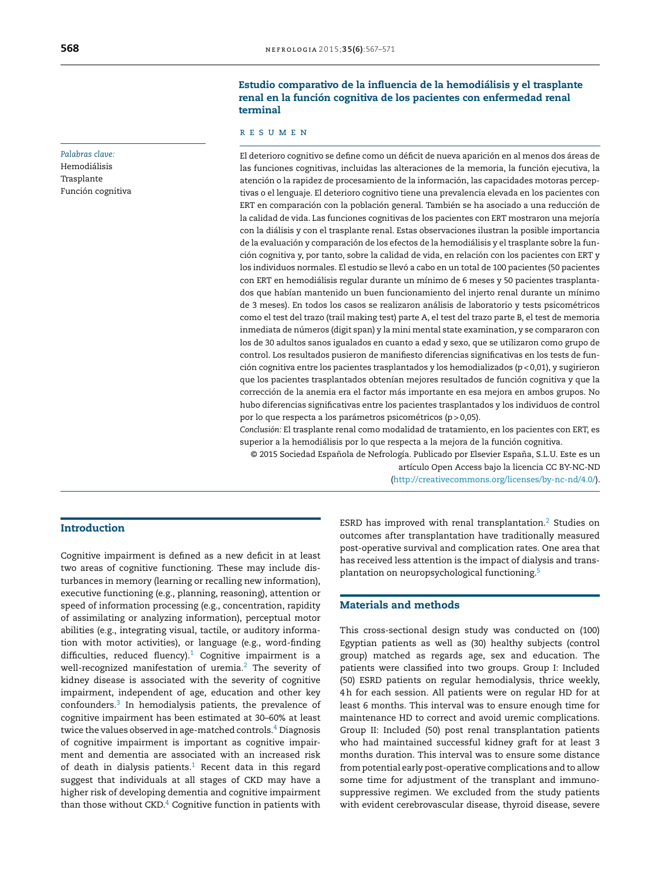## Estudio comparativo de la influencia de la hemodiálisis y el trasplante renal en la función cognitiva de los pacientes con enfermedad renal terminal

**RESUMEN**

*Palabras clave:*
Hemodiálisis
Trasplante
Función cognitiva

El deterioro cognitivo se define como un déficit de nueva aparición en al menos dos áreas de las funciones cognitivas, incluidas las alteraciones de la memoria, la función ejecutiva, la atención o la rapidez de procesamiento de la información, las capacidades motoras perceptivas o el lenguaje. El deterioro cognitivo tiene una prevalencia elevada en los pacientes con ERT en comparación con la población general. También se ha asociado a una reducción de la calidad de vida. Las funciones cognitivas de los pacientes con ERT mostraron una mejoría con la diálisis y con el trasplante renal. Estas observaciones ilustran la posible importancia de la evaluación y comparación de los efectos de la hemodiálisis y el trasplante sobre la función cognitiva y, por tanto, sobre la calidad de vida, en relación con los pacientes con ERT y los individuos normales. El estudio se llevó a cabo en un total de 100 pacientes (50 pacientes con ERT en hemodiálisis regular durante un mínimo de 6 meses y 50 pacientes trasplantados que habían mantenido un buen funcionamiento del injerto renal durante un mínimo de 3 meses). En todos los casos se realizaron análisis de laboratorio y tests psicométricos como el test del trazo (trail making test) parte A, el test del trazo parte B, el test de memoria inmediata de números (digit span) y la mini mental state examination, y se compararon con los de 30 adultos sanos igualados en cuanto a edad y sexo, que se utilizaron como grupo de control. Los resultados pusieron de manifiesto diferencias significativas en los tests de función cognitiva entre los pacientes trasplantados y los hemodializados ($p < 0,01$), y sugirieron que los pacientes trasplantados obtenían mejores resultados de función cognitiva y que la corrección de la anemia era el factor más importante en esa mejora en ambos grupos. No hubo diferencias significativas entre los pacientes trasplantados y los individuos de control por lo que respecta a los parámetros psicométricos ($p > 0,05$).

*Conclusión:* El trasplante renal como modalidad de tratamiento, en los pacientes con ERT, es superior a la hemodiálisis por lo que respecta a la mejora de la función cognitiva.

© 2015 Sociedad Española de Nefrología. Publicado por Elsevier España, S.L.U. Este es un artículo Open Access bajo la licencia CC BY-NC-ND (http://creativecommons.org/licenses/by-nc-nd/4.0/).

## Introduction

Cognitive impairment is defined as a new deficit in at least two areas of cognitive functioning. These may include disturbances in memory (learning or recalling new information), executive functioning (e.g., planning, reasoning), attention or speed of information processing (e.g., concentration, rapidity of assimilating or analyzing information), perceptual motor abilities (e.g., integrating visual, tactile, or auditory information with motor activities), or language (e.g., word-finding difficulties, reduced fluency).[1] Cognitive impairment is a well-recognized manifestation of uremia.[2] The severity of kidney disease is associated with the severity of cognitive impairment, independent of age, education and other key confounders.[3] In hemodialysis patients, the prevalence of cognitive impairment has been estimated at 30–60% at least twice the values observed in age-matched controls.[4] Diagnosis of cognitive impairment is important as cognitive impairment and dementia are associated with an increased risk of death in dialysis patients.[1] Recent data in this regard suggest that individuals at all stages of CKD may have a higher risk of developing dementia and cognitive impairment than those without CKD.[4] Cognitive function in patients with ESRD has improved with renal transplantation.[2] Studies on outcomes after transplantation have traditionally measured post-operative survival and complication rates. One area that has received less attention is the impact of dialysis and transplantation on neuropsychological functioning.[5]

## Materials and methods

This cross-sectional design study was conducted on (100) Egyptian patients as well as (30) healthy subjects (control group) matched as regards age, sex and education. The patients were classified into two groups. Group I: Included (50) ESRD patients on regular hemodialysis, thrice weekly, 4 h for each session. All patients were on regular HD for at least 6 months. This interval was to ensure enough time for maintenance HD to correct and avoid uremic complications. Group II: Included (50) post renal transplantation patients who had maintained successful kidney graft for at least 3 months duration. This interval was to ensure some distance from potential early post-operative complications and to allow some time for adjustment of the transplant and immunosuppressive regimen. We excluded from the study patients with evident cerebrovascular disease, thyroid disease, severe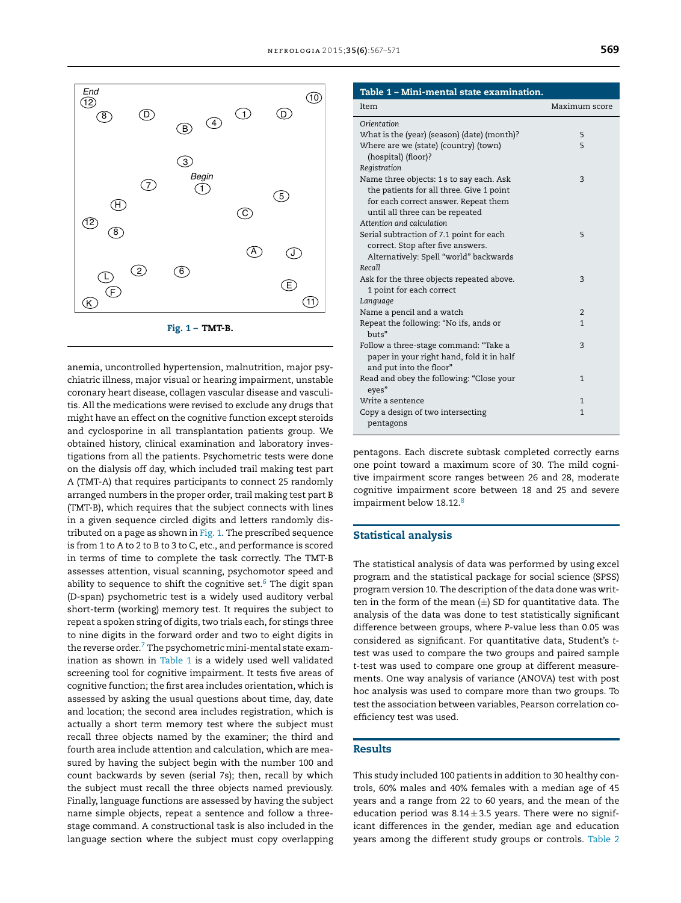Fig. 1 – TMT-B.

anemia, uncontrolled hypertension, malnutrition, major psychiatric illness, major visual or hearing impairment, unstable coronary heart disease, collagen vascular disease and vasculitis. All the medications were revised to exclude any drugs that might have an effect on the cognitive function except steroids and cyclosporine in all transplantation patients group. We obtained history, clinical examination and laboratory investigations from all the patients. Psychometric tests were done on the dialysis off day, which included trail making test part A (TMT-A) that requires participants to connect 25 randomly arranged numbers in the proper order, trail making test part B (TMT-B), which requires that the subject connects with lines in a given sequence circled digits and letters randomly distributed on a page as shown in Fig. 1. The prescribed sequence is from 1 to A to 2 to B to 3 to C, etc., and performance is scored in terms of time to complete the task correctly. The TMT-B assesses attention, visual scanning, psychomotor speed and ability to sequence to shift the cognitive set.[6] The digit span (D-span) psychometric test is a widely used auditory verbal short-term (working) memory test. It requires the subject to repeat a spoken string of digits, two trials each, for stings three to nine digits in the forward order and two to eight digits in the reverse order.[7] The psychometric mini-mental state examination as shown in Table 1 is a widely used well validated screening tool for cognitive impairment. It tests five areas of cognitive function; the first area includes orientation, which is assessed by asking the usual questions about time, day, date and location; the second area includes registration, which is actually a short term memory test where the subject must recall three objects named by the examiner; the third and fourth area include attention and calculation, which are measured by having the subject begin with the number 100 and count backwards by seven (serial 7s); then, recall by which the subject must recall the three objects named previously. Finally, language functions are assessed by having the subject name simple objects, repeat a sentence and follow a three-stage command. A constructional task is also included in the language section where the subject must copy overlapping pentagons. Each discrete subtask completed correctly earns one point toward a maximum score of 30. The mild cognitive impairment score ranges between 26 and 28, moderate cognitive impairment score between 18 and 25 and severe impairment below 18.12.[8]

**Table 1 – Mini-mental state examination.**

| Item | Maximum score |
|---|---|
| *Orientation* | |
| What is the (year) (season) (date) (month)? | 5 |
| Where are we (state) (country) (town) (hospital) (floor)? | 5 |
| *Registration* | |
| Name three objects: 1 s to say each. Ask the patients for all three. Give 1 point for each correct answer. Repeat them until all three can be repeated | 3 |
| *Attention and calculation* | |
| Serial subtraction of 7.1 point for each correct. Stop after five answers. Alternatively: Spell "world" backwards | 5 |
| *Recall* | |
| Ask for the three objects repeated above. 1 point for each correct | 3 |
| *Language* | |
| Name a pencil and a watch | 2 |
| Repeat the following: "No ifs, ands or buts" | 1 |
| Follow a three-stage command: "Take a paper in your right hand, fold it in half and put into the floor" | 3 |
| Read and obey the following: "Close your eyes" | 1 |
| Write a sentence | 1 |
| Copy a design of two intersecting pentagons | 1 |

## Statistical analysis

The statistical analysis of data was performed by using excel program and the statistical package for social science (SPSS) program version 10. The description of the data done was written in the form of the mean (±) SD for quantitative data. The analysis of the data was done to test statistically significant difference between groups, where *P*-value less than 0.05 was considered as significant. For quantitative data, Student's *t*-test was used to compare the two groups and paired sample *t*-test was used to compare one group at different measurements. One way analysis of variance (ANOVA) test with post hoc analysis was used to compare more than two groups. To test the association between variables, Pearson correlation coefficiency test was used.

## Results

This study included 100 patients in addition to 30 healthy controls, 60% males and 40% females with a median age of 45 years and a range from 22 to 60 years, and the mean of the education period was $8.14 \pm 3.5$ years. There were no significant differences in the gender, median age and education years among the different study groups or controls. Table 2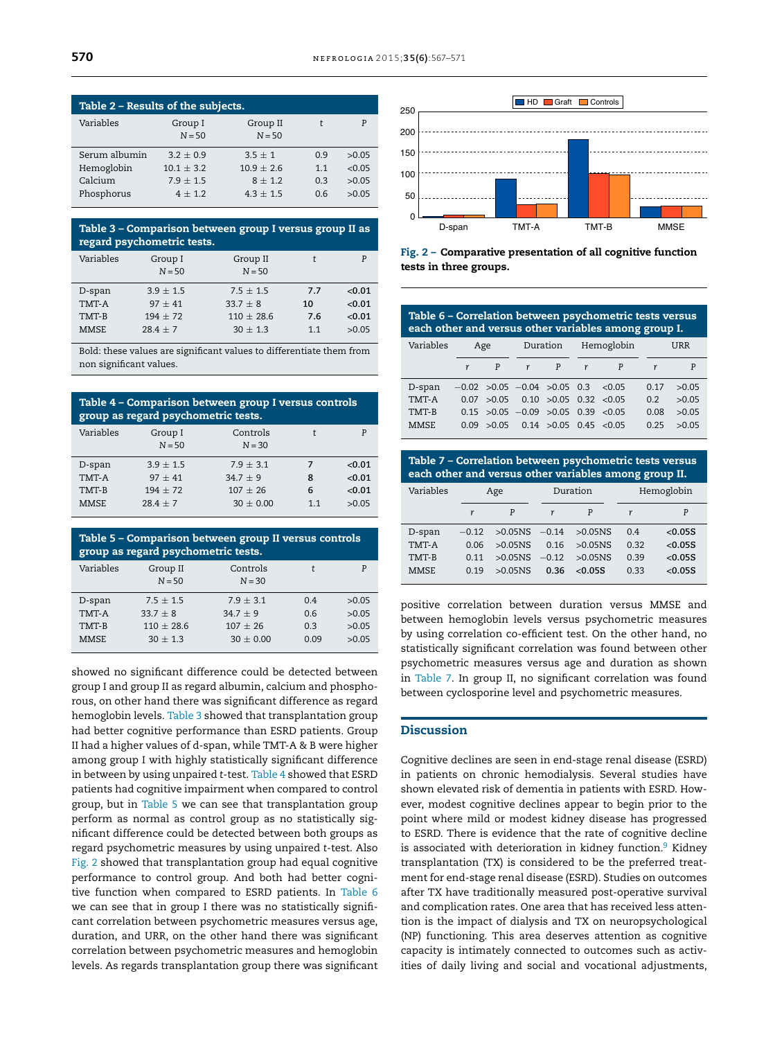**Table 2 – Results of the subjects.**

| Variables | Group I N = 50 | Group II N = 50 | t | P |
|---|---|---|---|---|
| Serum albumin | 3.2 ± 0.9 | 3.5 ± 1 | 0.9 | >0.05 |
| Hemoglobin | 10.1 ± 3.2 | 10.9 ± 2.6 | 1.1 | <0.05 |
| Calcium | 7.9 ± 1.5 | 8 ± 1.2 | 0.3 | >0.05 |
| Phosphorus | 4 ± 1.2 | 4.3 ± 1.5 | 0.6 | >0.05 |

**Table 3 – Comparison between group I versus group II as regard psychometric tests.**

| Variables | Group I N = 50 | Group II N = 50 | t | P |
|---|---|---|---|---|
| D-span | 3.9 ± 1.5 | 7.5 ± 1.5 | **7.7** | **<0.01** |
| TMT-A | 97 ± 41 | 33.7 ± 8 | **10** | **<0.01** |
| TMT-B | 194 ± 72 | 110 ± 28.6 | **7.6** | **<0.01** |
| MMSE | 28.4 ± 7 | 30 ± 1.3 | 1.1 | >0.05 |

Bold: these values are significant values to differentiate them from non significant values.

**Table 4 – Comparison between group I versus controls group as regard psychometric tests.**

| Variables | Group I N = 50 | Controls N = 30 | t | P |
|---|---|---|---|---|
| D-span | 3.9 ± 1.5 | 7.9 ± 3.1 | **7** | **<0.01** |
| TMT-A | 97 ± 41 | 34.7 ± 9 | **8** | **<0.01** |
| TMT-B | 194 ± 72 | 107 ± 26 | **6** | **<0.01** |
| MMSE | 28.4 ± 7 | 30 ± 0.00 | 1.1 | >0.05 |

**Table 5 – Comparison between group II versus controls group as regard psychometric tests.**

| Variables | Group II N = 50 | Controls N = 30 | t | P |
|---|---|---|---|---|
| D-span | 7.5 ± 1.5 | 7.9 ± 3.1 | 0.4 | >0.05 |
| TMT-A | 33.7 ± 8 | 34.7 ± 9 | 0.6 | >0.05 |
| TMT-B | 110 ± 28.6 | 107 ± 26 | 0.3 | >0.05 |
| MMSE | 30 ± 1.3 | 30 ± 0.00 | 0.09 | >0.05 |

showed no significant difference could be detected between group I and group II as regard albumin, calcium and phosphorous, on other hand there was significant difference as regard hemoglobin levels. Table 3 showed that transplantation group had better cognitive performance than ESRD patients. Group II had a higher values of d-span, while TMT-A & B were higher among group I with highly statistically significant difference in between by using unpaired *t*-test. Table 4 showed that ESRD patients had cognitive impairment when compared to control group, but in Table 5 we can see that transplantation group perform as normal as control group as no statistically significant difference could be detected between both groups as regard psychometric measures by using unpaired *t*-test. Also Fig. 2 showed that transplantation group had equal cognitive performance to control group. And both had better cognitive function when compared to ESRD patients. In Table 6 we can see that in group I there was no statistically significant correlation between psychometric measures versus age, duration, and URR, on the other hand there was significant correlation between psychometric measures and hemoglobin levels. As regards transplantation group there was significant

**Fig. 2 – Comparative presentation of all cognitive function tests in three groups.**

**Table 6 – Correlation between psychometric tests versus each other and versus other variables among group I.**

| Variables | Age | | Duration | | Hemoglobin | | URR | |
|---|---|---|---|---|---|---|---|---|
| | *r* | *P* | *r* | *P* | *r* | *P* | *r* | *P* |
| D-span | −0.02 | >0.05 | −0.04 | >0.05 | 0.3 | <0.05 | 0.17 | >0.05 |
| TMT-A | 0.07 | >0.05 | 0.10 | >0.05 | 0.32 | <0.05 | 0.2 | >0.05 |
| TMT-B | 0.15 | >0.05 | −0.09 | >0.05 | 0.39 | <0.05 | 0.08 | >0.05 |
| MMSE | 0.09 | >0.05 | 0.14 | >0.05 | 0.45 | <0.05 | 0.25 | >0.05 |

**Table 7 – Correlation between psychometric tests versus each other and versus other variables among group II.**

| Variables | Age | | Duration | | Hemoglobin | |
|---|---|---|---|---|---|---|
| | *r* | *P* | *r* | *P* | *r* | *P* |
| D-span | −0.12 | >0.05NS | −0.14 | >0.05NS | 0.4 | **<0.05S** |
| TMT-A | 0.06 | >0.05NS | 0.16 | >0.05NS | 0.32 | **<0.05S** |
| TMT-B | 0.11 | >0.05NS | −0.12 | >0.05NS | 0.39 | **<0.05S** |
| MMSE | 0.19 | >0.05NS | **0.36** | **<0.05S** | 0.33 | **<0.05S** |

positive correlation between duration versus MMSE and between hemoglobin levels versus psychometric measures by using correlation co-efficient test. On the other hand, no statistically significant correlation was found between other psychometric measures versus age and duration as shown in Table 7. In group II, no significant correlation was found between cyclosporine level and psychometric measures.

## Discussion

Cognitive declines are seen in end-stage renal disease (ESRD) in patients on chronic hemodialysis. Several studies have shown elevated risk of dementia in patients with ESRD. However, modest cognitive declines appear to begin prior to the point where mild or modest kidney disease has progressed to ESRD. There is evidence that the rate of cognitive decline is associated with deterioration in kidney function.[9] Kidney transplantation (TX) is considered to be the preferred treatment for end-stage renal disease (ESRD). Studies on outcomes after TX have traditionally measured post-operative survival and complication rates. One area that has received less attention is the impact of dialysis and TX on neuropsychological (NP) functioning. This area deserves attention as cognitive capacity is intimately connected to outcomes such as activities of daily living and social and vocational adjustments,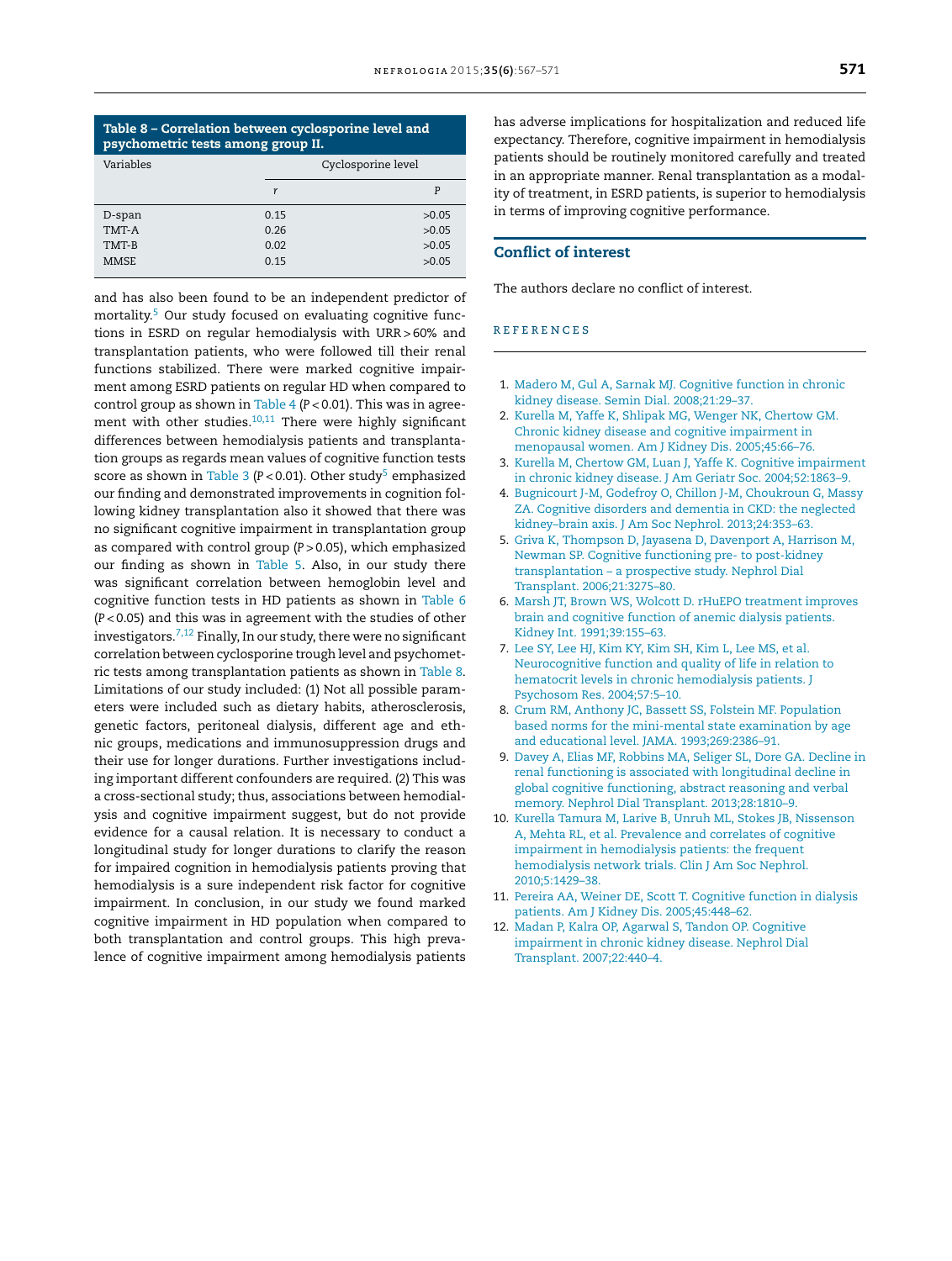**Table 8 – Correlation between cyclosporine level and psychometric tests among group II.**

| Variables | Cyclosporine level | |
|---|---|---|
| | *r* | *P* |
| D-span | 0.15 | >0.05 |
| TMT-A | 0.26 | >0.05 |
| TMT-B | 0.02 | >0.05 |
| MMSE | 0.15 | >0.05 |

and has also been found to be an independent predictor of mortality.[5] Our study focused on evaluating cognitive functions in ESRD on regular hemodialysis with URR > 60% and transplantation patients, who were followed till their renal functions stabilized. There were marked cognitive impairment among ESRD patients on regular HD when compared to control group as shown in Table 4 ($P < 0.01$). This was in agreement with other studies.[10,11] There were highly significant differences between hemodialysis patients and transplantation groups as regards mean values of cognitive function tests score as shown in Table 3 ($P < 0.01$). Other study[5] emphasized our finding and demonstrated improvements in cognition following kidney transplantation also it showed that there was no significant cognitive impairment in transplantation group as compared with control group ($P > 0.05$), which emphasized our finding as shown in Table 5. Also, in our study there was significant correlation between hemoglobin level and cognitive function tests in HD patients as shown in Table 6 ($P < 0.05$) and this was in agreement with the studies of other investigators.[7,12] Finally, In our study, there were no significant correlation between cyclosporine trough level and psychometric tests among transplantation patients as shown in Table 8. Limitations of our study included: (1) Not all possible parameters were included such as dietary habits, atherosclerosis, genetic factors, peritoneal dialysis, different age and ethnic groups, medications and immunosuppression drugs and their use for longer durations. Further investigations including important different confounders are required. (2) This was a cross-sectional study; thus, associations between hemodialysis and cognitive impairment suggest, but do not provide evidence for a causal relation. It is necessary to conduct a longitudinal study for longer durations to clarify the reason for impaired cognition in hemodialysis patients proving that hemodialysis is a sure independent risk factor for cognitive impairment. In conclusion, in our study we found marked cognitive impairment in HD population when compared to both transplantation and control groups. This high prevalence of cognitive impairment among hemodialysis patients has adverse implications for hospitalization and reduced life expectancy. Therefore, cognitive impairment in hemodialysis patients should be routinely monitored carefully and treated in an appropriate manner. Renal transplantation as a modality of treatment, in ESRD patients, is superior to hemodialysis in terms of improving cognitive performance.

## Conflict of interest

The authors declare no conflict of interest.

## REFERENCES

1. Madero M, Gul A, Sarnak MJ. Cognitive function in chronic kidney disease. Semin Dial. 2008;21:29–37.
2. Kurella M, Yaffe K, Shlipak MG, Wenger NK, Chertow GM. Chronic kidney disease and cognitive impairment in menopausal women. Am J Kidney Dis. 2005;45:66–76.
3. Kurella M, Chertow GM, Luan J, Yaffe K. Cognitive impairment in chronic kidney disease. J Am Geriatr Soc. 2004;52:1863–9.
4. Bugnicourt J-M, Godefroy O, Chillon J-M, Choukroun G, Massy ZA. Cognitive disorders and dementia in CKD: the neglected kidney–brain axis. J Am Soc Nephrol. 2013;24:353–63.
5. Griva K, Thompson D, Jayasena D, Davenport A, Harrison M, Newman SP. Cognitive functioning pre- to post-kidney transplantation – a prospective study. Nephrol Dial Transplant. 2006;21:3275–80.
6. Marsh JT, Brown WS, Wolcott D. rHuEPO treatment improves brain and cognitive function of anemic dialysis patients. Kidney Int. 1991;39:155–63.
7. Lee SY, Lee HJ, Kim KY, Kim SH, Kim L, Lee MS, et al. Neurocognitive function and quality of life in relation to hematocrit levels in chronic hemodialysis patients. J Psychosom Res. 2004;57:5–10.
8. Crum RM, Anthony JC, Bassett SS, Folstein MF. Population based norms for the mini-mental state examination by age and educational level. JAMA. 1993;269:2386–91.
9. Davey A, Elias MF, Robbins MA, Seliger SL, Dore GA. Decline in renal functioning is associated with longitudinal decline in global cognitive functioning, abstract reasoning and verbal memory. Nephrol Dial Transplant. 2013;28:1810–9.
10. Kurella Tamura M, Larive B, Unruh ML, Stokes JB, Nissenson A, Mehta RL, et al. Prevalence and correlates of cognitive impairment in hemodialysis patients: the frequent hemodialysis network trials. Clin J Am Soc Nephrol. 2010;5:1429–38.
11. Pereira AA, Weiner DE, Scott T. Cognitive function in dialysis patients. Am J Kidney Dis. 2005;45:448–62.
12. Madan P, Kalra OP, Agarwal S, Tandon OP. Cognitive impairment in chronic kidney disease. Nephrol Dial Transplant. 2007;22:440–4.